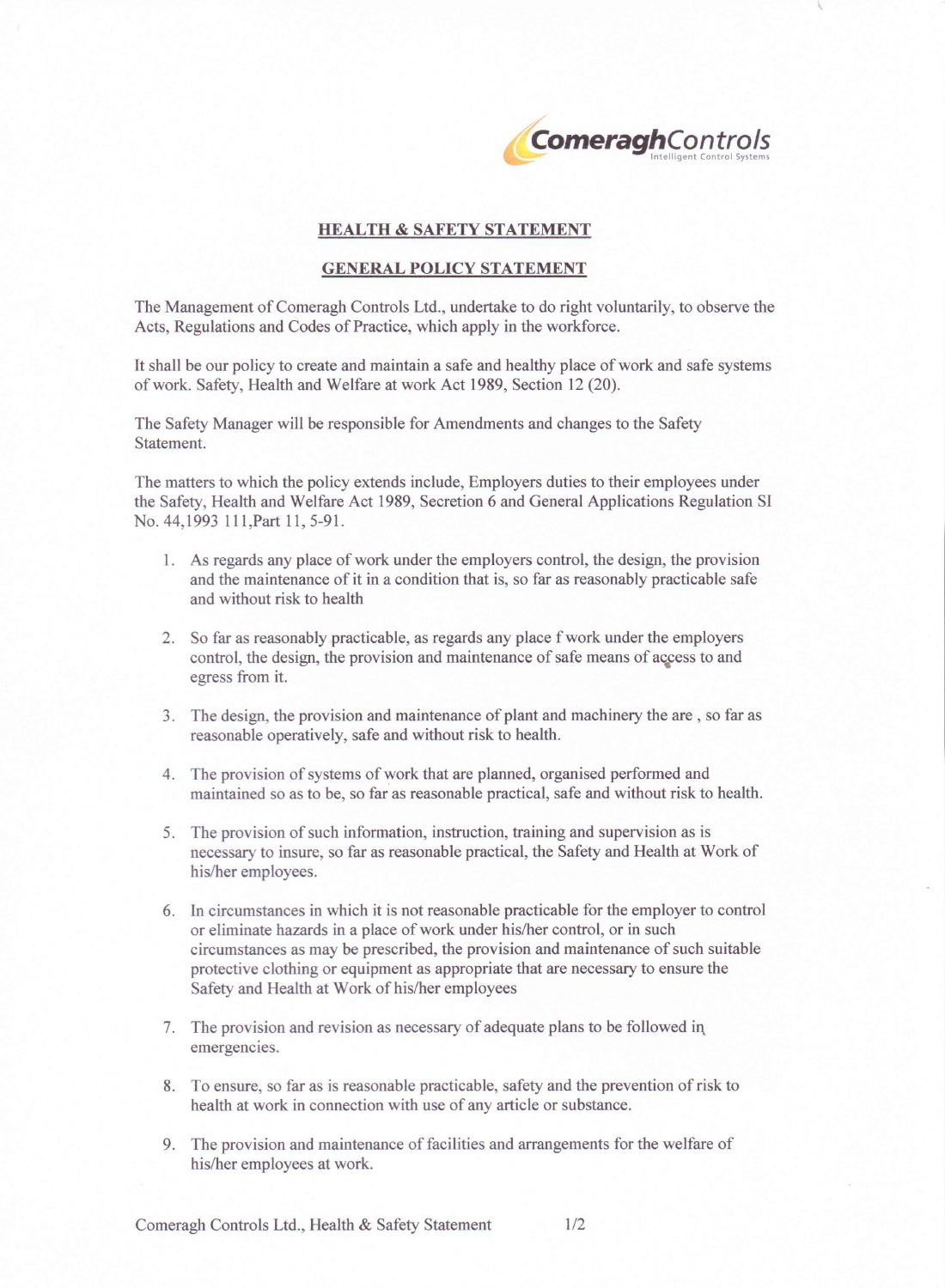ComeraghControls
Intelligent Control Systems

## HEALTH & SAFETY STATEMENT

## GENERAL POLICY STATEMENT

The Management of Comeragh Controls Ltd., undertake to do right voluntarily, to observe the Acts, Regulations and Codes of Practice, which apply in the workforce.

It shall be our policy to create and maintain a safe and healthy place of work and safe systems of work. Safety, Health and Welfare at work Act 1989, Section 12 (20).

The Safety Manager will be responsible for Amendments and changes to the Safety Statement.

The matters to which the policy extends include, Employers duties to their employees under the Safety, Health and Welfare Act 1989, Secretion 6 and General Applications Regulation SI No. 44,1993 111,Part 11, 5-91.

1. As regards any place of work under the employers control, the design, the provision and the maintenance of it in a condition that is, so far as reasonably practicable safe and without risk to health
2. So far as reasonably practicable, as regards any place f work under the employers control, the design, the provision and maintenance of safe means of access to and egress from it.
3. The design, the provision and maintenance of plant and machinery the are , so far as reasonable operatively, safe and without risk to health.
4. The provision of systems of work that are planned, organised performed and maintained so as to be, so far as reasonable practical, safe and without risk to health.
5. The provision of such information, instruction, training and supervision as is necessary to insure, so far as reasonable practical, the Safety and Health at Work of his/her employees.
6. In circumstances in which it is not reasonable practicable for the employer to control or eliminate hazards in a place of work under his/her control, or in such circumstances as may be prescribed, the provision and maintenance of such suitable protective clothing or equipment as appropriate that are necessary to ensure the Safety and Health at Work of his/her employees
7. The provision and revision as necessary of adequate plans to be followed in emergencies.
8. To ensure, so far as is reasonable practicable, safety and the prevention of risk to health at work in connection with use of any article or substance.
9. The provision and maintenance of facilities and arrangements for the welfare of his/her employees at work.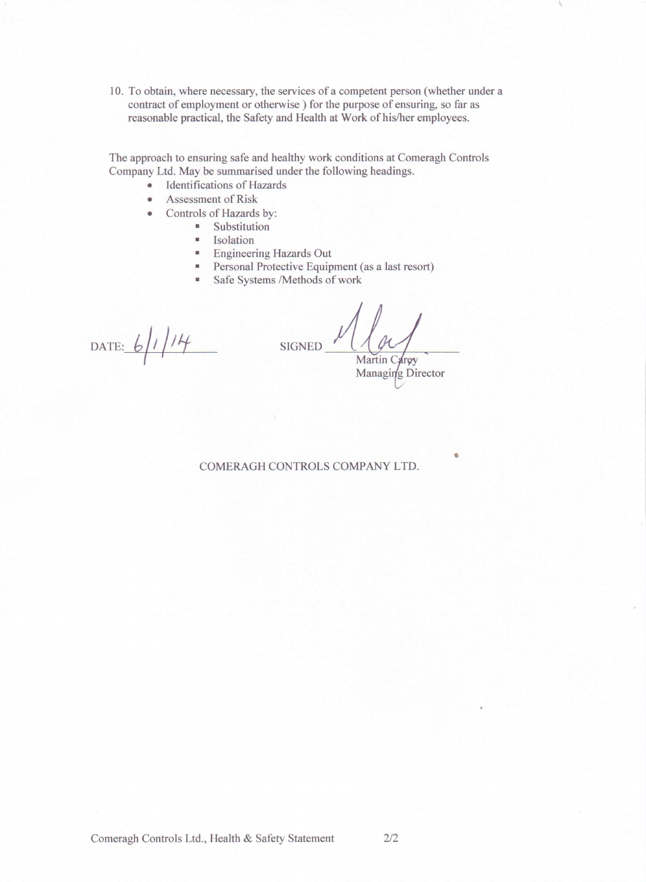10. To obtain, where necessary, the services of a competent person (whether under a contract of employment or otherwise ) for the purpose of ensuring, so far as reasonable practical, the Safety and Health at Work of his/her employees.

The approach to ensuring safe and healthy work conditions at Comeragh Controls Company Ltd. May be summarised under the following headings.

- Identifications of Hazards
- Assessment of Risk
- Controls of Hazards by:
  - Substitution
  - Isolation
  - Engineering Hazards Out
  - Personal Protective Equipment (as a last resort)
  - Safe Systems /Methods of work

DATE: 6/1/14

SIGNED

Martin Carey
Managing Director

COMERAGH CONTROLS COMPANY LTD.